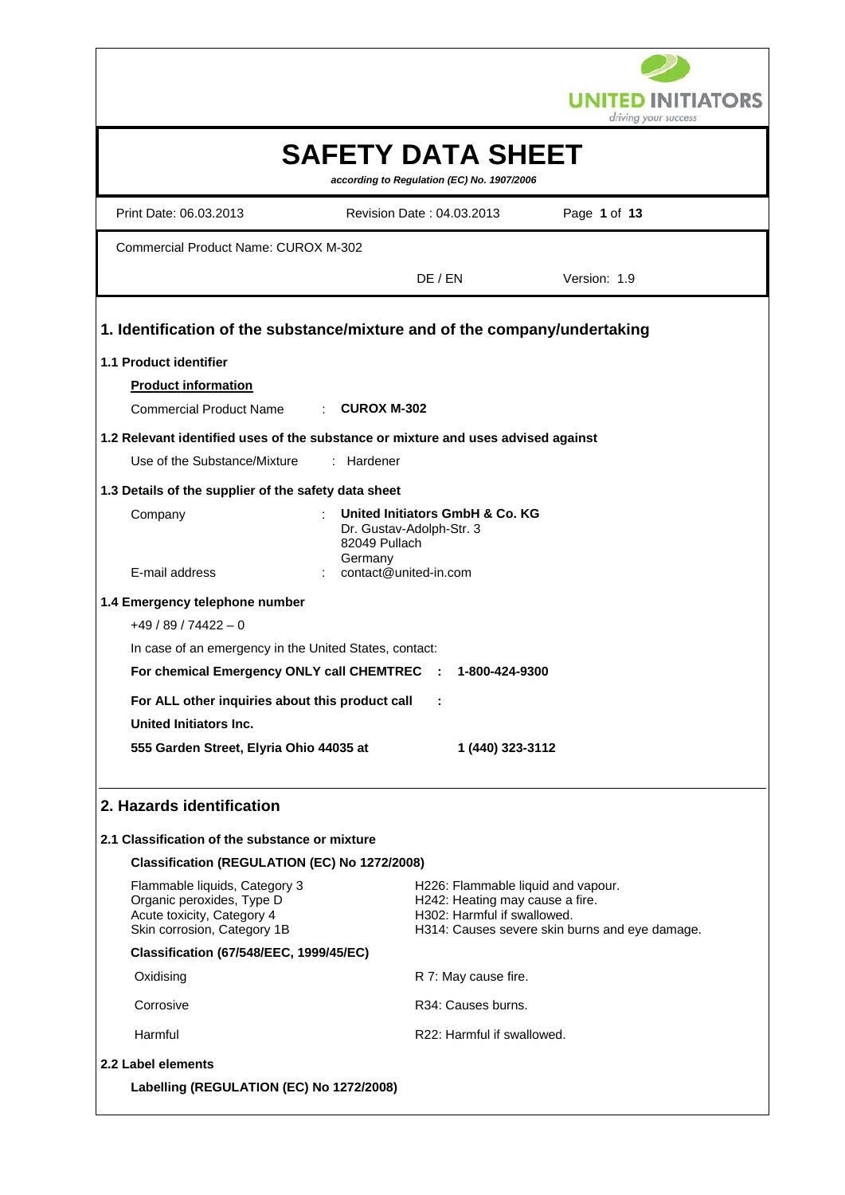UNITED INITIATORS
*driving your success*

# SAFETY DATA SHEET

***according to Regulation (EC) No. 1907/2006***

Print Date: 06.03.2013 | Revision Date : 04.03.2013

Commercial Product Name: CUROX M-302

DE / EN | Version: 1.9

## 1. Identification of the substance/mixture and of the company/undertaking

### 1.1 Product identifier

**Product information**

Commercial Product Name : **CUROX M-302**

### 1.2 Relevant identified uses of the substance or mixture and uses advised against

Use of the Substance/Mixture : Hardener

### 1.3 Details of the supplier of the safety data sheet

Company : **United Initiators GmbH & Co. KG**
Dr. Gustav-Adolph-Str. 3
82049 Pullach
Germany

E-mail address : contact@united-in.com

### 1.4 Emergency telephone number

+49 / 89 / 74422 – 0

In case of an emergency in the United States, contact:

**For chemical Emergency ONLY call CHEMTREC : 1-800-424-9300**

**For ALL other inquiries about this product call :**

**United Initiators Inc.**

**555 Garden Street, Elyria Ohio 44035 at 1 (440) 323-3112**

## 2. Hazards identification

### 2.1 Classification of the substance or mixture

**Classification (REGULATION (EC) No 1272/2008)**

| Classification | Hazard statement |
|---|---|
| Flammable liquids, Category 3 | H226: Flammable liquid and vapour. |
| Organic peroxides, Type D | H242: Heating may cause a fire. |
| Acute toxicity, Category 4 | H302: Harmful if swallowed. |
| Skin corrosion, Category 1B | H314: Causes severe skin burns and eye damage. |

**Classification (67/548/EEC, 1999/45/EC)**

| Classification | Risk phrase |
|---|---|
| Oxidising | R 7: May cause fire. |
| Corrosive | R34: Causes burns. |
| Harmful | R22: Harmful if swallowed. |

### 2.2 Label elements

**Labelling (REGULATION (EC) No 1272/2008)**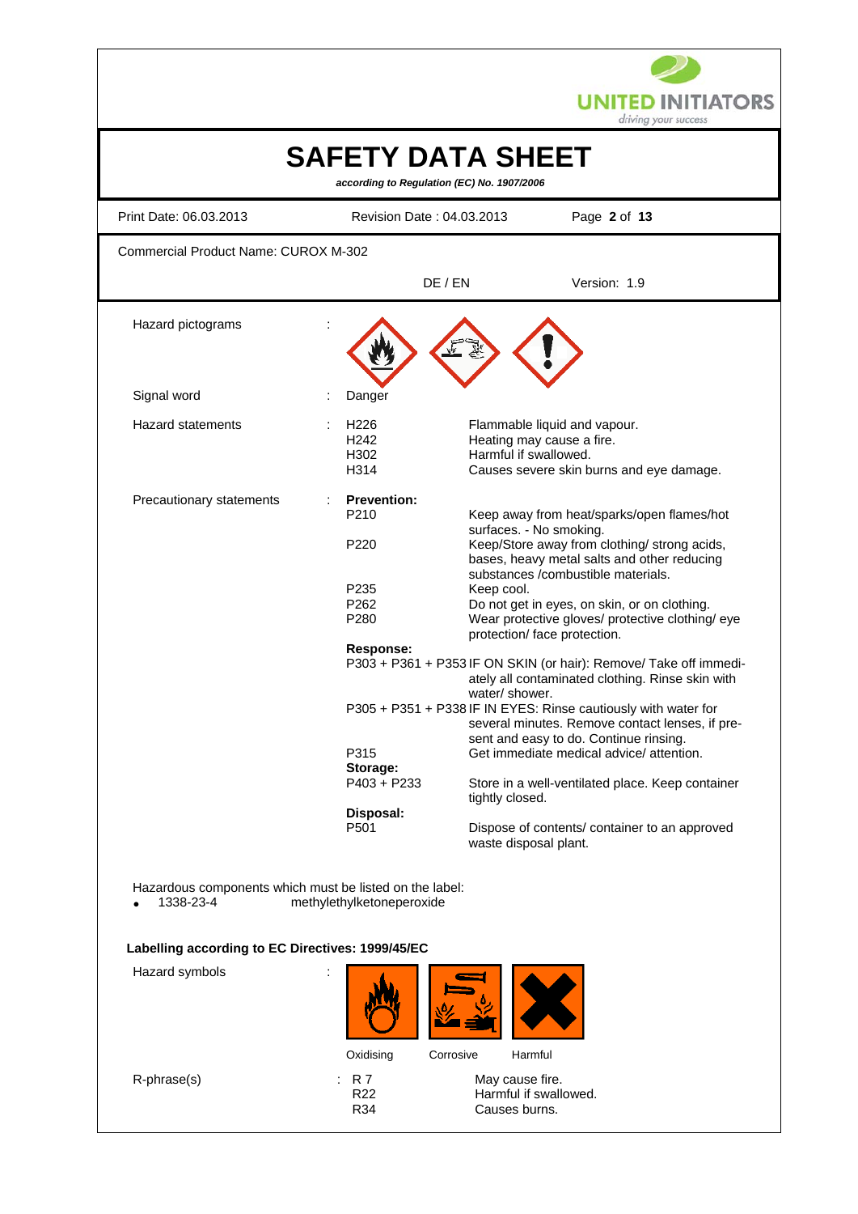Commercial Product Name: CUROX M-302

DE / EN Version: 1.9

| | | | |
|---|---|---|---|
| Hazard pictograms | : | | |
| Signal word | : | Danger | |
| Hazard statements | : | H226 | Flammable liquid and vapour. |
| | | H242 | Heating may cause a fire. |
| | | H302 | Harmful if swallowed. |
| | | H314 | Causes severe skin burns and eye damage. |
| Precautionary statements | : | **Prevention:** | |
| | | P210 | Keep away from heat/sparks/open flames/hot surfaces. - No smoking. |
| | | P220 | Keep/Store away from clothing/ strong acids, bases, heavy metal salts and other reducing substances /combustible materials. |
| | | P235 | Keep cool. |
| | | P262 | Do not get in eyes, on skin, or on clothing. |
| | | P280 | Wear protective gloves/ protective clothing/ eye protection/ face protection. |
| | | **Response:** | |
| | | P303 + P361 + P353 | IF ON SKIN (or hair): Remove/ Take off immediately all contaminated clothing. Rinse skin with water/ shower. |
| | | P305 + P351 + P338 | IF IN EYES: Rinse cautiously with water for several minutes. Remove contact lenses, if present and easy to do. Continue rinsing. |
| | | P315 | Get immediate medical advice/ attention. |
| | | **Storage:** | |
| | | P403 + P233 | Store in a well-ventilated place. Keep container tightly closed. |
| | | **Disposal:** | |
| | | P501 | Dispose of contents/ container to an approved waste disposal plant. |

Hazardous components which must be listed on the label:

- 1338-23-4 methylethylketoneperoxide

**Labelling according to EC Directives: 1999/45/EC**

Hazard symbols :

Oxidising Corrosive Harmful

| | | | |
|---|---|---|---|
| R-phrase(s) | : | R 7 | May cause fire. |
| | | R22 | Harmful if swallowed. |
| | | R34 | Causes burns. |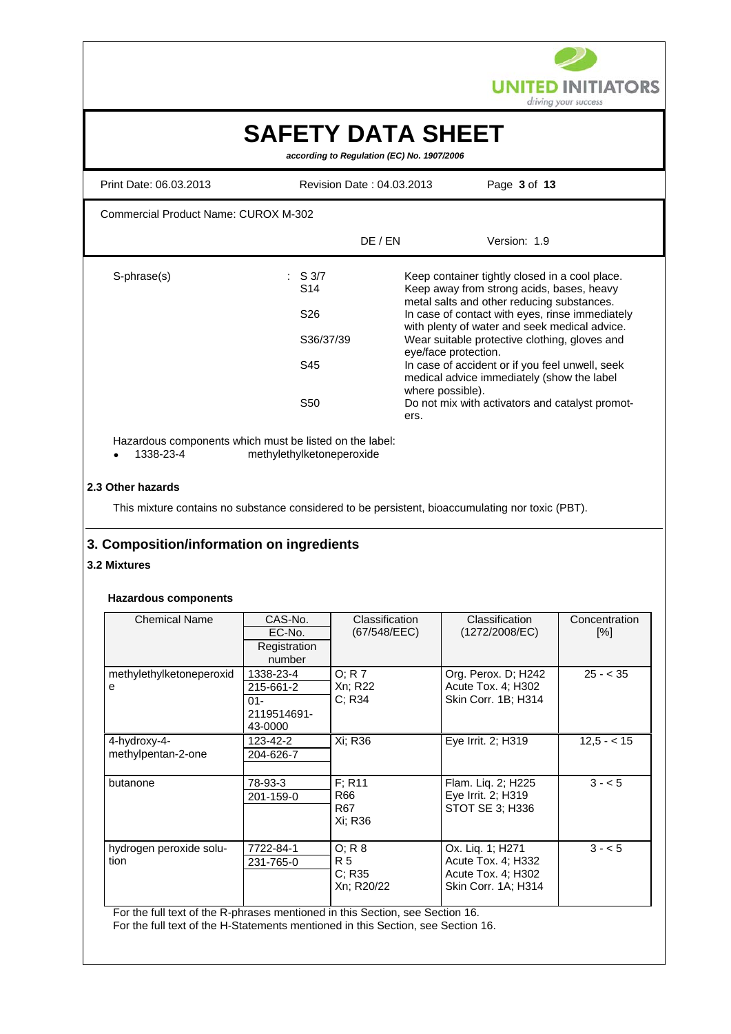| S-phrase(s) | : S 3/7 | Keep container tightly closed in a cool place. |
|---|---|---|
| | S14 | Keep away from strong acids, bases, heavy metal salts and other reducing substances. |
| | S26 | In case of contact with eyes, rinse immediately with plenty of water and seek medical advice. |
| | S36/37/39 | Wear suitable protective clothing, gloves and eye/face protection. |
| | S45 | In case of accident or if you feel unwell, seek medical advice immediately (show the label where possible). |
| | S50 | Do not mix with activators and catalyst promoters. |

Hazardous components which must be listed on the label:

- 1338-23-4 methylethylketoneperoxide

**2.3 Other hazards**

This mixture contains no substance considered to be persistent, bioaccumulating nor toxic (PBT).

## 3. Composition/information on ingredients

**3.2 Mixtures**

**Hazardous components**

| Chemical Name | CAS-No.<br>EC-No.<br>Registration number | Classification (67/548/EEC) | Classification (1272/2008/EC) | Concentration [%] |
|---|---|---|---|---|
| methylethylketoneperoxide | 1338-23-4<br>215-661-2<br>01-2119514691-43-0000 | O; R 7<br>Xn; R22<br>C; R34 | Org. Perox. D; H242<br>Acute Tox. 4; H302<br>Skin Corr. 1B; H314 | 25 - < 35 |
| 4-hydroxy-4-methylpentan-2-one | 123-42-2<br>204-626-7 | Xi; R36 | Eye Irrit. 2; H319 | 12,5 - < 15 |
| butanone | 78-93-3<br>201-159-0 | F; R11<br>R66<br>R67<br>Xi; R36 | Flam. Liq. 2; H225<br>Eye Irrit. 2; H319<br>STOT SE 3; H336 | 3 - < 5 |
| hydrogen peroxide solution | 7722-84-1<br>231-765-0 | O; R 8<br>R 5<br>C; R35<br>Xn; R20/22 | Ox. Liq. 1; H271<br>Acute Tox. 4; H332<br>Acute Tox. 4; H302<br>Skin Corr. 1A; H314 | 3 - < 5 |

For the full text of the R-phrases mentioned in this Section, see Section 16.
For the full text of the H-Statements mentioned in this Section, see Section 16.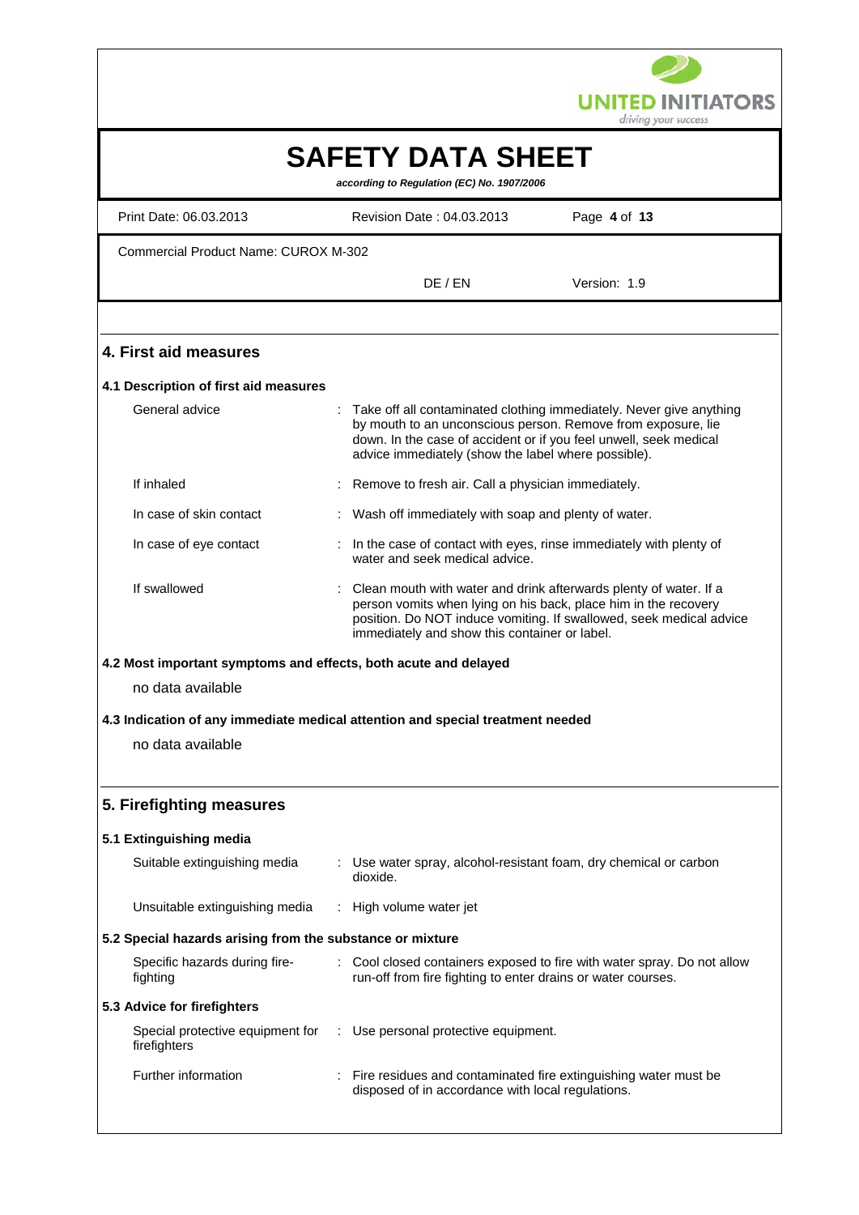## 4. First aid measures

### 4.1 Description of first aid measures

| | |
|---|---|
| General advice | : Take off all contaminated clothing immediately. Never give anything by mouth to an unconscious person. Remove from exposure, lie down. In the case of accident or if you feel unwell, seek medical advice immediately (show the label where possible). |
| If inhaled | : Remove to fresh air. Call a physician immediately. |
| In case of skin contact | : Wash off immediately with soap and plenty of water. |
| In case of eye contact | : In the case of contact with eyes, rinse immediately with plenty of water and seek medical advice. |
| If swallowed | : Clean mouth with water and drink afterwards plenty of water. If a person vomits when lying on his back, place him in the recovery position. Do NOT induce vomiting. If swallowed, seek medical advice immediately and show this container or label. |

### 4.2 Most important symptoms and effects, both acute and delayed

no data available

### 4.3 Indication of any immediate medical attention and special treatment needed

no data available

## 5. Firefighting measures

### 5.1 Extinguishing media

| | |
|---|---|
| Suitable extinguishing media | : Use water spray, alcohol-resistant foam, dry chemical or carbon dioxide. |
| Unsuitable extinguishing media | : High volume water jet |

### 5.2 Special hazards arising from the substance or mixture

| | |
|---|---|
| Specific hazards during fire-fighting | : Cool closed containers exposed to fire with water spray. Do not allow run-off from fire fighting to enter drains or water courses. |

### 5.3 Advice for firefighters

| | |
|---|---|
| Special protective equipment for firefighters | : Use personal protective equipment. |
| Further information | : Fire residues and contaminated fire extinguishing water must be disposed of in accordance with local regulations. |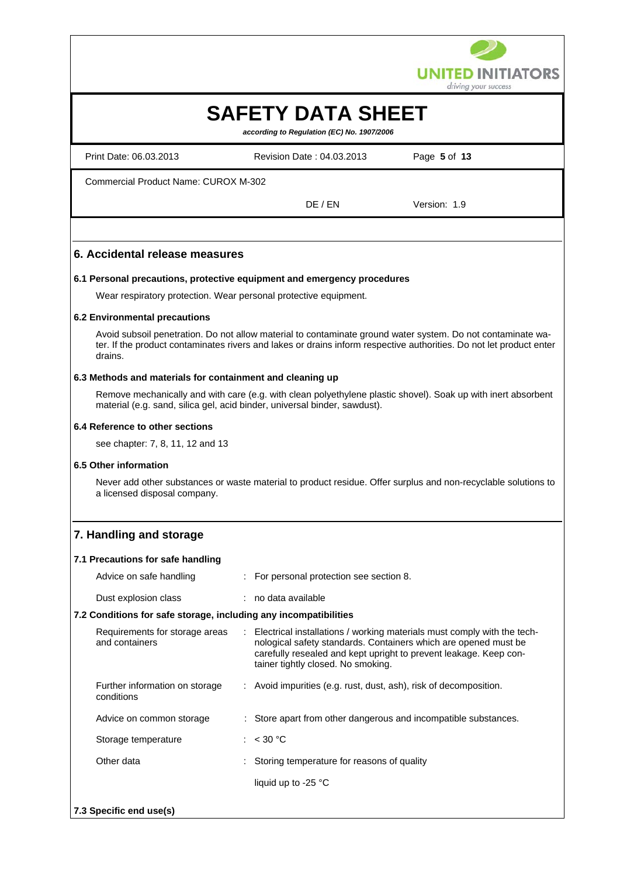## 6. Accidental release measures

### 6.1 Personal precautions, protective equipment and emergency procedures

Wear respiratory protection. Wear personal protective equipment.

### 6.2 Environmental precautions

Avoid subsoil penetration. Do not allow material to contaminate ground water system. Do not contaminate water. If the product contaminates rivers and lakes or drains inform respective authorities. Do not let product enter drains.

### 6.3 Methods and materials for containment and cleaning up

Remove mechanically and with care (e.g. with clean polyethylene plastic shovel). Soak up with inert absorbent material (e.g. sand, silica gel, acid binder, universal binder, sawdust).

### 6.4 Reference to other sections

see chapter: 7, 8, 11, 12 and 13

### 6.5 Other information

Never add other substances or waste material to product residue. Offer surplus and non-recyclable solutions to a licensed disposal company.

## 7. Handling and storage

### 7.1 Precautions for safe handling

| | |
|---|---|
| Advice on safe handling | : For personal protection see section 8. |
| Dust explosion class | : no data available |

### 7.2 Conditions for safe storage, including any incompatibilities

| | |
|---|---|
| Requirements for storage areas and containers | : Electrical installations / working materials must comply with the technological safety standards. Containers which are opened must be carefully resealed and kept upright to prevent leakage. Keep container tightly closed. No smoking. |
| Further information on storage conditions | : Avoid impurities (e.g. rust, dust, ash), risk of decomposition. |
| Advice on common storage | : Store apart from other dangerous and incompatible substances. |
| Storage temperature | : < 30 °C |
| Other data | : Storing temperature for reasons of quality |
| | liquid up to -25 °C |

### 7.3 Specific end use(s)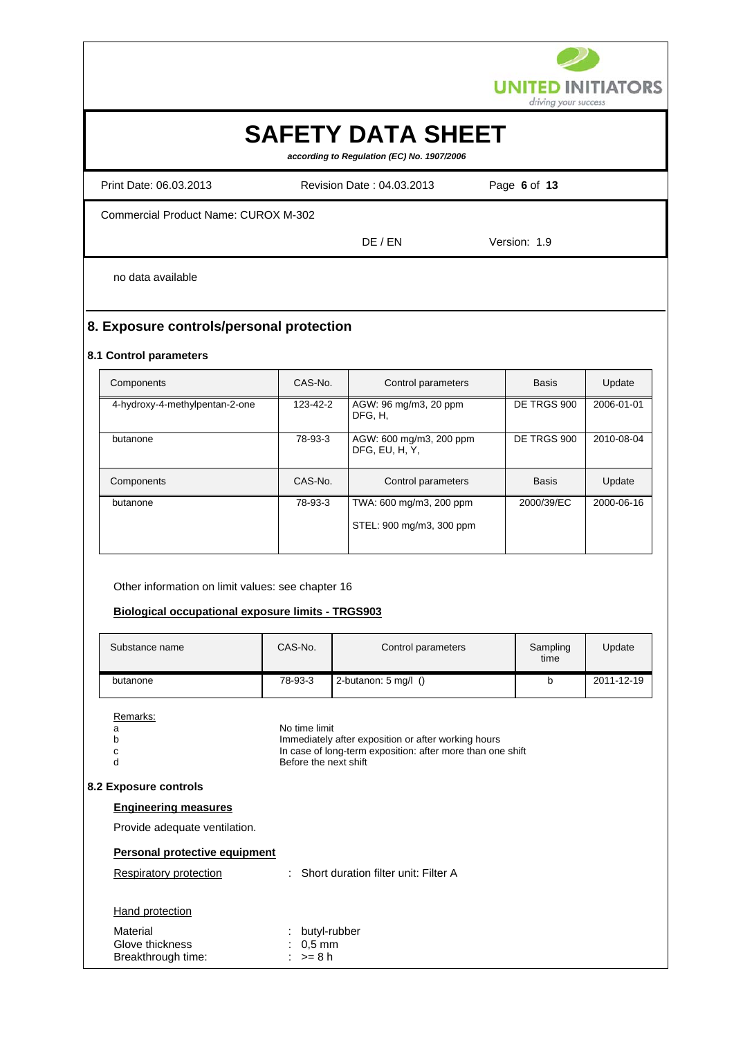no data available

## 8. Exposure controls/personal protection

### 8.1 Control parameters

| Components | CAS-No. | Control parameters | Basis | Update |
|---|---|---|---|---|
| 4-hydroxy-4-methylpentan-2-one | 123-42-2 | AGW: 96 mg/m3, 20 ppm DFG, H, | DE TRGS 900 | 2006-01-01 |
| butanone | 78-93-3 | AGW: 600 mg/m3, 200 ppm DFG, EU, H, Y, | DE TRGS 900 | 2010-08-04 |

| Components | CAS-No. | Control parameters | Basis | Update |
|---|---|---|---|---|
| butanone | 78-93-3 | TWA: 600 mg/m3, 200 ppm<br>STEL: 900 mg/m3, 300 ppm | 2000/39/EC | 2000-06-16 |

Other information on limit values: see chapter 16

**Biological occupational exposure limits - TRGS903**

| Substance name | CAS-No. | Control parameters | Sampling time | Update |
|---|---|---|---|---|
| butanone | 78-93-3 | 2-butanon: 5 mg/l () | b | 2011-12-19 |

Remarks:

| | |
|---|---|
| a | No time limit |
| b | Immediately after exposition or after working hours |
| c | In case of long-term exposition: after more than one shift |
| d | Before the next shift |

### 8.2 Exposure controls

**Engineering measures**

Provide adequate ventilation.

**Personal protective equipment**

Respiratory protection : Short duration filter unit: Filter A

Hand protection

Material : butyl-rubber
Glove thickness : 0,5 mm
Breakthrough time: : >= 8 h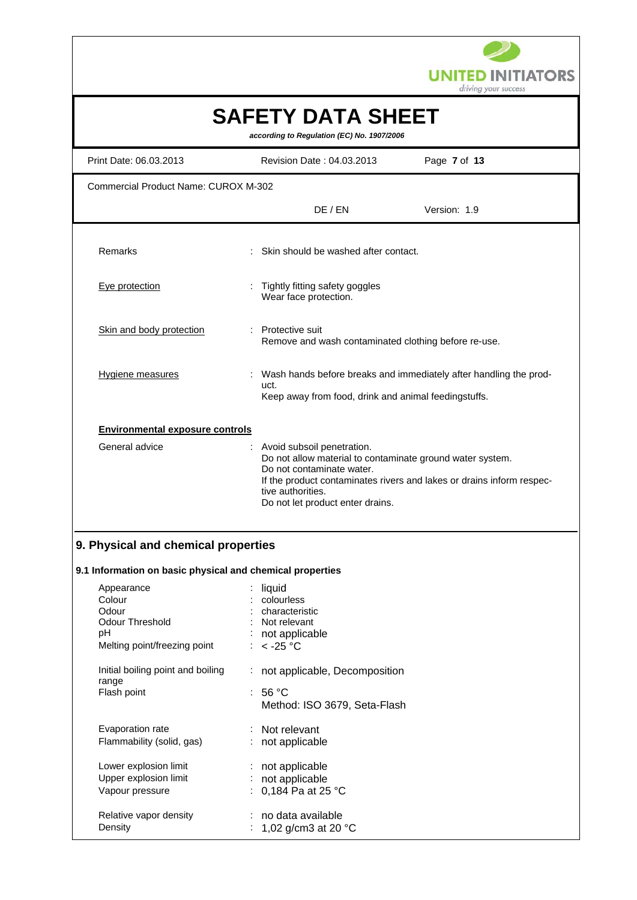| | | |
|---|---|---|
| Remarks | : | Skin should be washed after contact. |
| Eye protection | : | Tightly fitting safety goggles<br>Wear face protection. |
| Skin and body protection | : | Protective suit<br>Remove and wash contaminated clothing before re-use. |
| Hygiene measures | : | Wash hands before breaks and immediately after handling the product.<br>Keep away from food, drink and animal feedingstuffs. |

**Environmental exposure controls**

| | | |
|---|---|---|
| General advice | : | Avoid subsoil penetration.<br>Do not allow material to contaminate ground water system.<br>Do not contaminate water.<br>If the product contaminates rivers and lakes or drains inform respective authorities.<br>Do not let product enter drains. |

## 9. Physical and chemical properties

### 9.1 Information on basic physical and chemical properties

| | | |
|---|---|---|
| Appearance | : | liquid |
| Colour | : | colourless |
| Odour | : | characteristic |
| Odour Threshold | : | Not relevant |
| pH | : | not applicable |
| Melting point/freezing point | : | < -25 °C |
| Initial boiling point and boiling range | : | not applicable, Decomposition |
| Flash point | : | 56 °C<br>Method: ISO 3679, Seta-Flash |
| Evaporation rate | : | Not relevant |
| Flammability (solid, gas) | : | not applicable |
| Lower explosion limit | : | not applicable |
| Upper explosion limit | : | not applicable |
| Vapour pressure | : | 0,184 Pa at 25 °C |
| Relative vapor density | : | no data available |
| Density | : | 1,02 g/cm3 at 20 °C |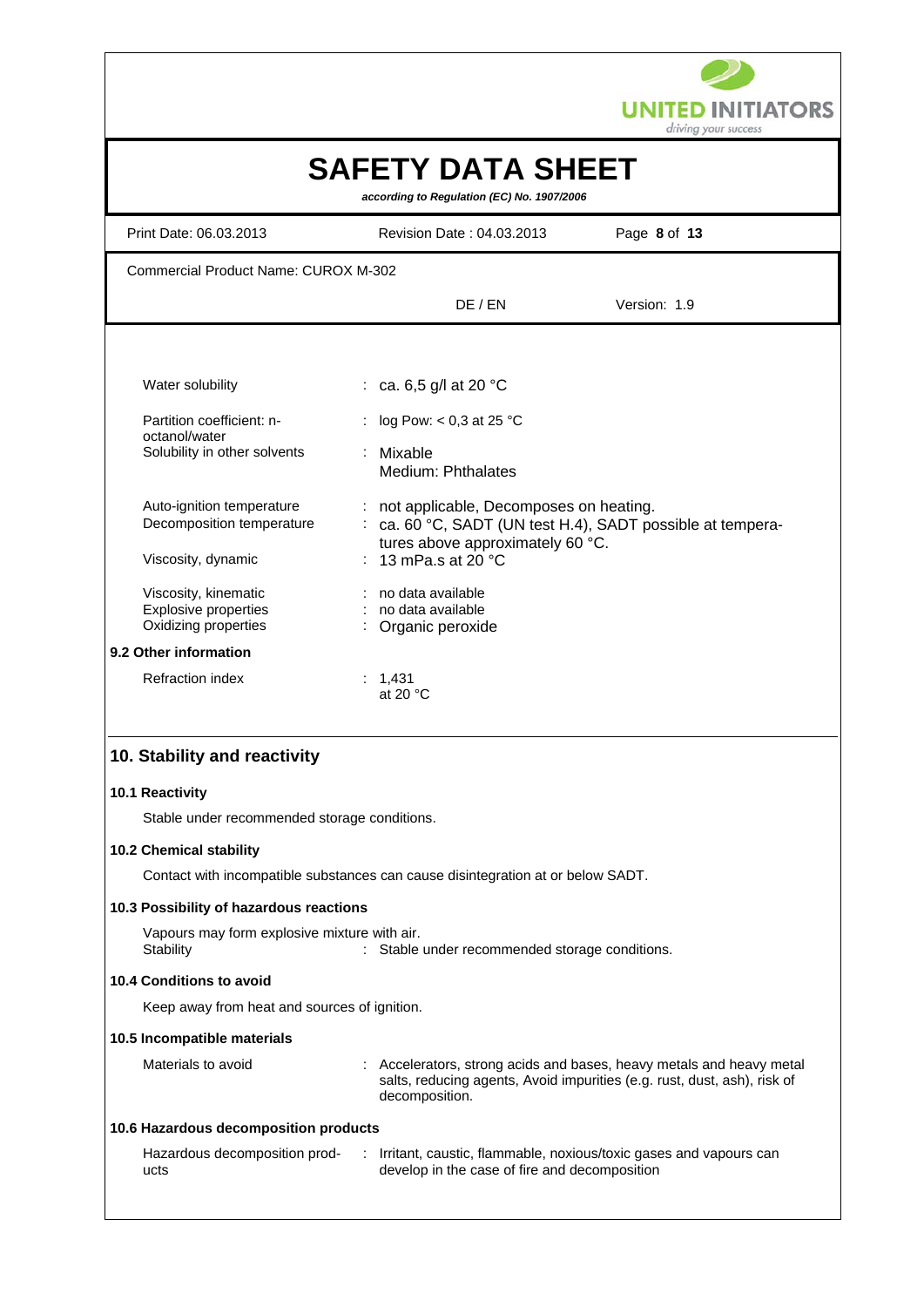| | |
|---|---|
| Water solubility | : ca. 6,5 g/l at 20 °C |
| Partition coefficient: n-octanol/water | : log Pow: < 0,3 at 25 °C |
| Solubility in other solvents | : Mixable<br>Medium: Phthalates |
| Auto-ignition temperature | : not applicable, Decomposes on heating. |
| Decomposition temperature | : ca. 60 °C, SADT (UN test H.4), SADT possible at temperatures above approximately 60 °C. |
| Viscosity, dynamic | : 13 mPa.s at 20 °C |
| Viscosity, kinematic | : no data available |
| Explosive properties | : no data available |
| Oxidizing properties | : Organic peroxide |

### 9.2 Other information

| | |
|---|---|
| Refraction index | : 1,431<br>at 20 °C |

## 10. Stability and reactivity

### 10.1 Reactivity

Stable under recommended storage conditions.

### 10.2 Chemical stability

Contact with incompatible substances can cause disintegration at or below SADT.

### 10.3 Possibility of hazardous reactions

Vapours may form explosive mixture with air.

| | |
|---|---|
| Stability | : Stable under recommended storage conditions. |

### 10.4 Conditions to avoid

Keep away from heat and sources of ignition.

### 10.5 Incompatible materials

| | |
|---|---|
| Materials to avoid | : Accelerators, strong acids and bases, heavy metals and heavy metal salts, reducing agents, Avoid impurities (e.g. rust, dust, ash), risk of decomposition. |

### 10.6 Hazardous decomposition products

| | |
|---|---|
| Hazardous decomposition products | : Irritant, caustic, flammable, noxious/toxic gases and vapours can develop in the case of fire and decomposition |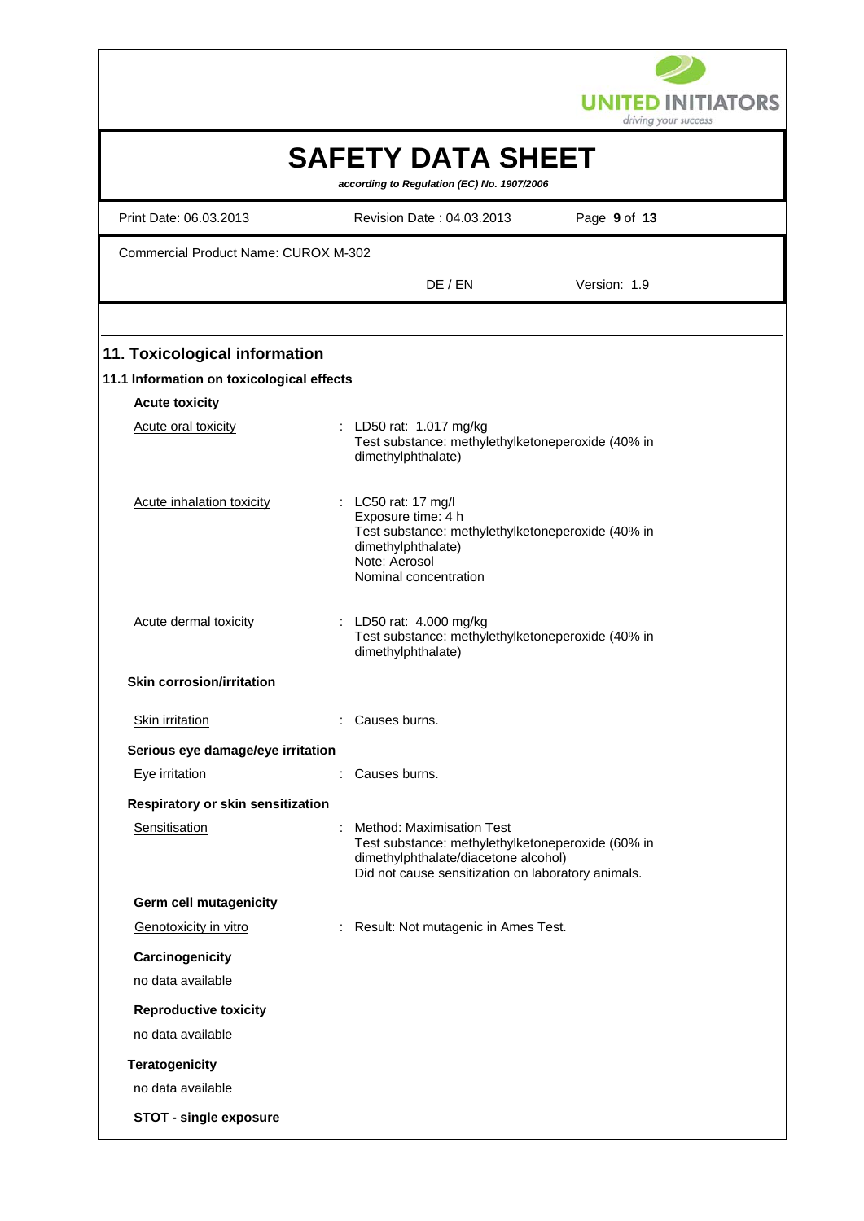## 11. Toxicological information

### 11.1 Information on toxicological effects

**Acute toxicity**

| | |
|---|---|
| Acute oral toxicity | : LD50 rat: 1.017 mg/kg<br>Test substance: methylethylketoneperoxide (40% in dimethylphthalate) |
| Acute inhalation toxicity | : LC50 rat: 17 mg/l<br>Exposure time: 4 h<br>Test substance: methylethylketoneperoxide (40% in dimethylphthalate)<br>Note: Aerosol<br>Nominal concentration |
| Acute dermal toxicity | : LD50 rat: 4.000 mg/kg<br>Test substance: methylethylketoneperoxide (40% in dimethylphthalate) |

**Skin corrosion/irritation**

| | |
|---|---|
| Skin irritation | : Causes burns. |

**Serious eye damage/eye irritation**

| | |
|---|---|
| Eye irritation | : Causes burns. |

**Respiratory or skin sensitization**

| | |
|---|---|
| Sensitisation | : Method: Maximisation Test<br>Test substance: methylethylketoneperoxide (60% in dimethylphthalate/diacetone alcohol)<br>Did not cause sensitization on laboratory animals. |

**Germ cell mutagenicity**

| | |
|---|---|
| Genotoxicity in vitro | : Result: Not mutagenic in Ames Test. |

**Carcinogenicity**

no data available

**Reproductive toxicity**

no data available

**Teratogenicity**

no data available

**STOT - single exposure**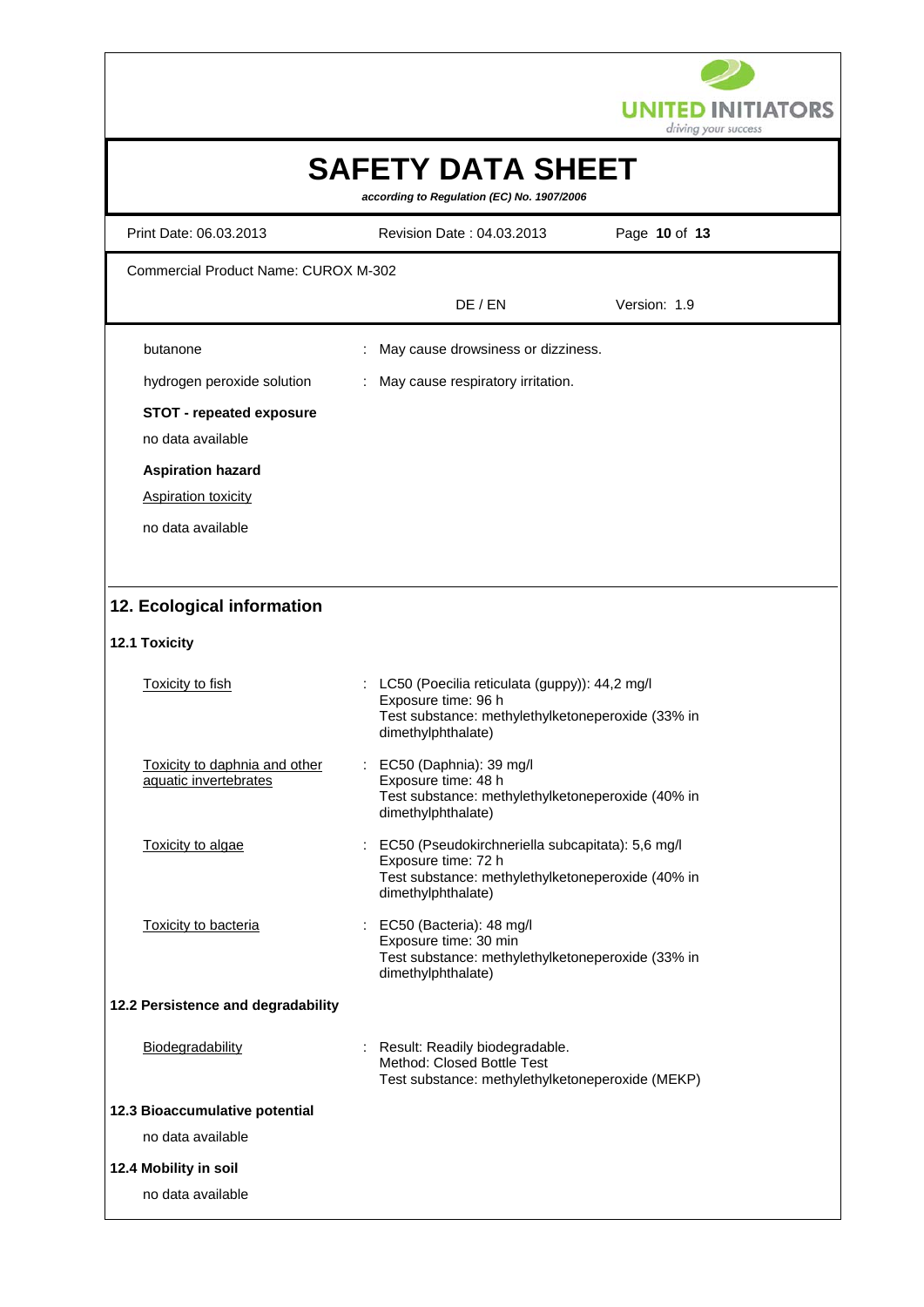butanone : May cause drowsiness or dizziness.

hydrogen peroxide solution : May cause respiratory irritation.

**STOT - repeated exposure**

no data available

**Aspiration hazard**

Aspiration toxicity

no data available

## 12. Ecological information

### 12.1 Toxicity

Toxicity to fish : LC50 (Poecilia reticulata (guppy)): 44,2 mg/l
Exposure time: 96 h
Test substance: methylethylketoneperoxide (33% in dimethylphthalate)

Toxicity to daphnia and other aquatic invertebrates : EC50 (Daphnia): 39 mg/l
Exposure time: 48 h
Test substance: methylethylketoneperoxide (40% in dimethylphthalate)

Toxicity to algae : EC50 (Pseudokirchneriella subcapitata): 5,6 mg/l
Exposure time: 72 h
Test substance: methylethylketoneperoxide (40% in dimethylphthalate)

Toxicity to bacteria : EC50 (Bacteria): 48 mg/l
Exposure time: 30 min
Test substance: methylethylketoneperoxide (33% in dimethylphthalate)

### 12.2 Persistence and degradability

Biodegradability : Result: Readily biodegradable.
Method: Closed Bottle Test
Test substance: methylethylketoneperoxide (MEKP)

### 12.3 Bioaccumulative potential

no data available

### 12.4 Mobility in soil

no data available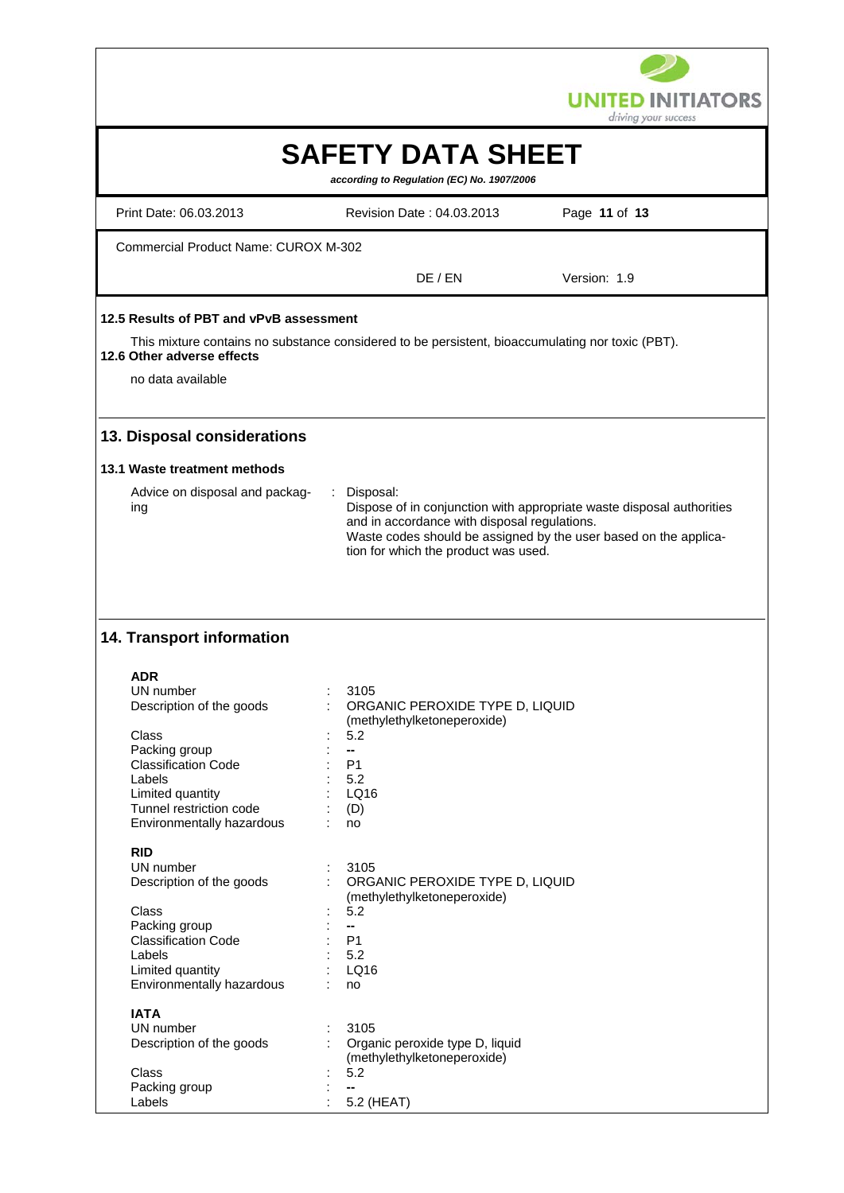### 12.5 Results of PBT and vPvB assessment

This mixture contains no substance considered to be persistent, bioaccumulating nor toxic (PBT).

### 12.6 Other adverse effects

no data available

## 13. Disposal considerations

### 13.1 Waste treatment methods

| | | |
|---|---|---|
| Advice on disposal and packaging | : | Disposal:<br>Dispose of in conjunction with appropriate waste disposal authorities and in accordance with disposal regulations.<br>Waste codes should be assigned by the user based on the application for which the product was used. |

## 14. Transport information

**ADR**

| | | |
|---|---|---|
| UN number | : | 3105 |
| Description of the goods | : | ORGANIC PEROXIDE TYPE D, LIQUID (methylethylketoneperoxide) |
| Class | : | 5.2 |
| Packing group | : | -- |
| Classification Code | : | P1 |
| Labels | : | 5.2 |
| Limited quantity | : | LQ16 |
| Tunnel restriction code | : | (D) |
| Environmentally hazardous | : | no |

**RID**

| | | |
|---|---|---|
| UN number | : | 3105 |
| Description of the goods | : | ORGANIC PEROXIDE TYPE D, LIQUID (methylethylketoneperoxide) |
| Class | : | 5.2 |
| Packing group | : | -- |
| Classification Code | : | P1 |
| Labels | : | 5.2 |
| Limited quantity | : | LQ16 |
| Environmentally hazardous | : | no |

**IATA**

| | | |
|---|---|---|
| UN number | : | 3105 |
| Description of the goods | : | Organic peroxide type D, liquid (methylethylketoneperoxide) |
| Class | : | 5.2 |
| Packing group | : | -- |
| Labels | : | 5.2 (HEAT) |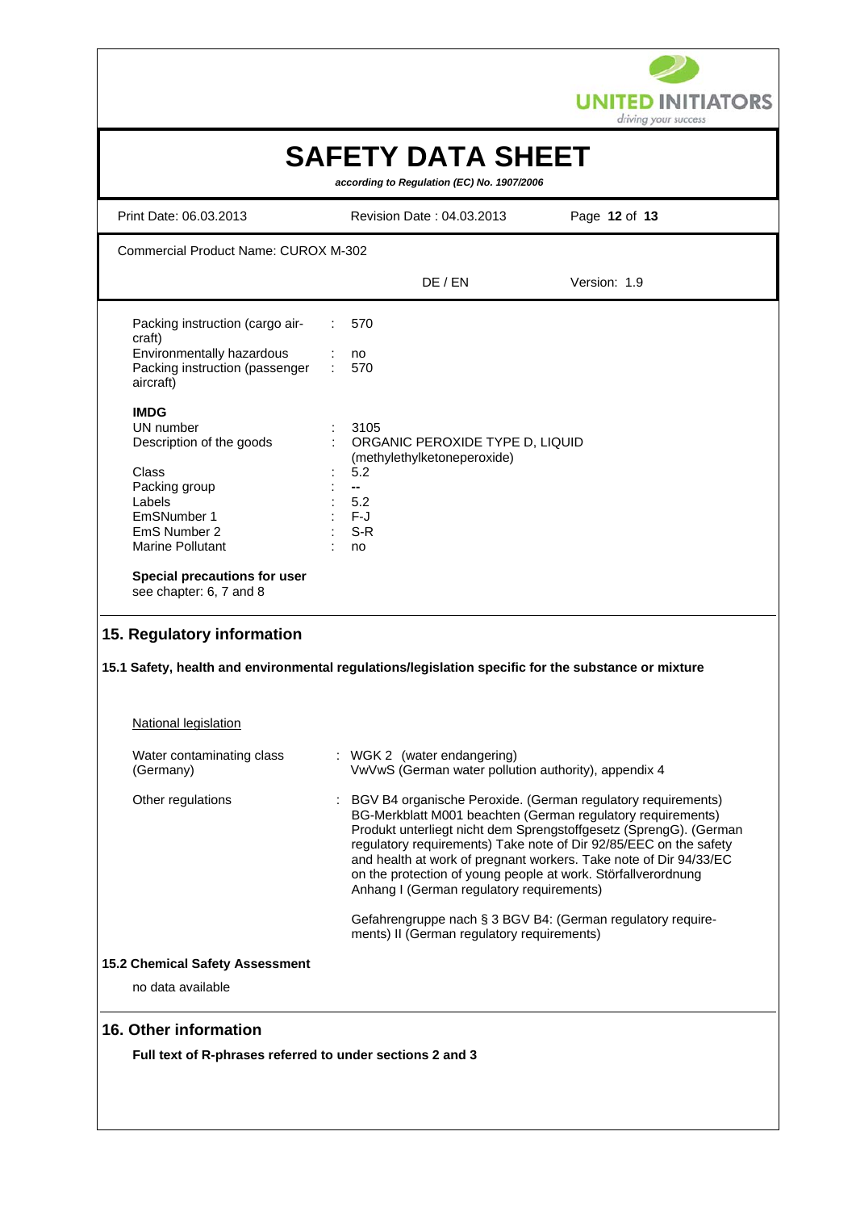| | | |
|---|---|---|
| Packing instruction (cargo aircraft) | : | 570 |
| Environmentally hazardous | : | no |
| Packing instruction (passenger aircraft) | : | 570 |

**IMDG**

| | | |
|---|---|---|
| UN number | : | 3105 |
| Description of the goods | : | ORGANIC PEROXIDE TYPE D, LIQUID (methylethylketoneperoxide) |
| Class | : | 5.2 |
| Packing group | : | -- |
| Labels | : | 5.2 |
| EmSNumber 1 | : | F-J |
| EmS Number 2 | : | S-R |
| Marine Pollutant | : | no |

**Special precautions for user**
see chapter: 6, 7 and 8

## 15. Regulatory information

**15.1 Safety, health and environmental regulations/legislation specific for the substance or mixture**

National legislation

| | | |
|---|---|---|
| Water contaminating class (Germany) | : | WGK 2 (water endangering) VwVwS (German water pollution authority), appendix 4 |
| Other regulations | : | BGV B4 organische Peroxide. (German regulatory requirements) BG-Merkblatt M001 beachten (German regulatory requirements) Produkt unterliegt nicht dem Sprengstoffgesetz (SprengG). (German regulatory requirements) Take note of Dir 92/85/EEC on the safety and health at work of pregnant workers. Take note of Dir 94/33/EC on the protection of young people at work. Störfallverordnung Anhang I (German regulatory requirements) |
| | | Gefahrengruppe nach § 3 BGV B4: (German regulatory requirements) II (German regulatory requirements) |

**15.2 Chemical Safety Assessment**

no data available

## 16. Other information

**Full text of R-phrases referred to under sections 2 and 3**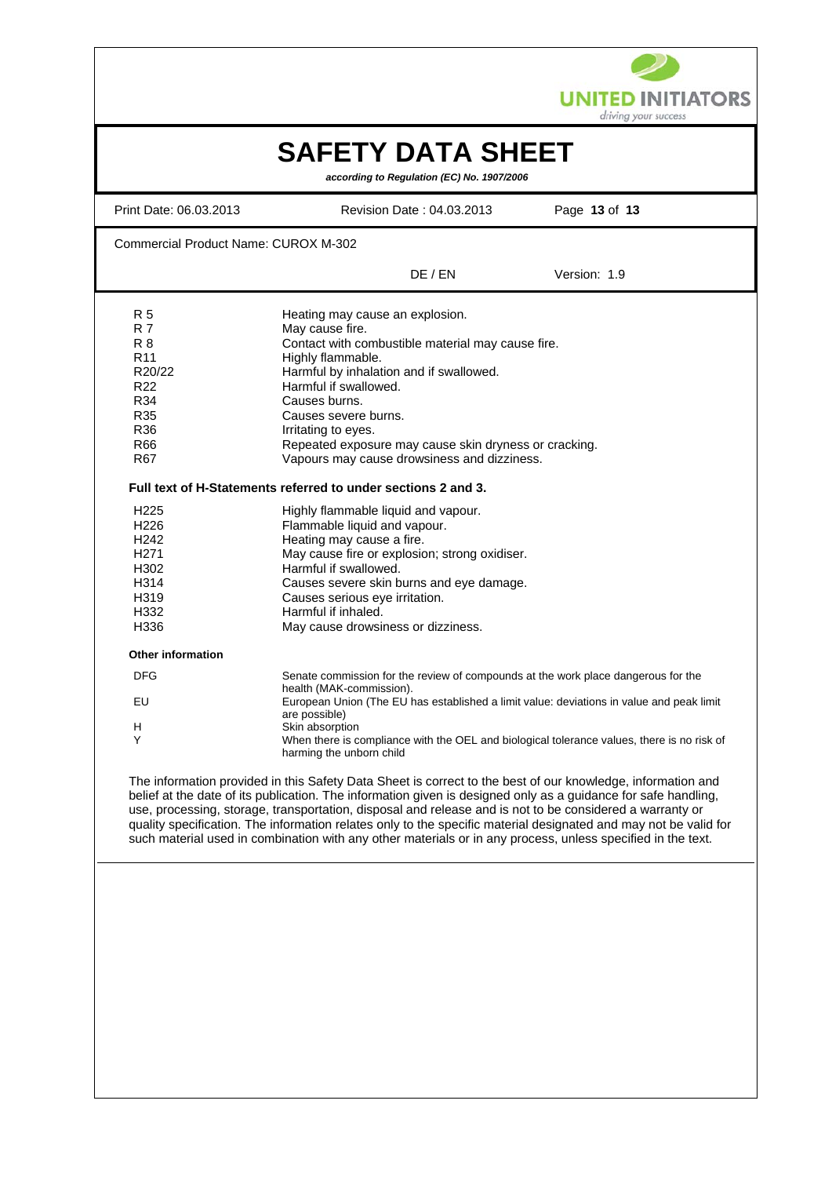| | |
|---|---|
| R 5 | Heating may cause an explosion. |
| R 7 | May cause fire. |
| R 8 | Contact with combustible material may cause fire. |
| R11 | Highly flammable. |
| R20/22 | Harmful by inhalation and if swallowed. |
| R22 | Harmful if swallowed. |
| R34 | Causes burns. |
| R35 | Causes severe burns. |
| R36 | Irritating to eyes. |
| R66 | Repeated exposure may cause skin dryness or cracking. |
| R67 | Vapours may cause drowsiness and dizziness. |

**Full text of H-Statements referred to under sections 2 and 3.**

| | |
|---|---|
| H225 | Highly flammable liquid and vapour. |
| H226 | Flammable liquid and vapour. |
| H242 | Heating may cause a fire. |
| H271 | May cause fire or explosion; strong oxidiser. |
| H302 | Harmful if swallowed. |
| H314 | Causes severe skin burns and eye damage. |
| H319 | Causes serious eye irritation. |
| H332 | Harmful if inhaled. |
| H336 | May cause drowsiness or dizziness. |

**Other information**

| | |
|---|---|
| DFG | Senate commission for the review of compounds at the work place dangerous for the health (MAK-commission). |
| EU | European Union (The EU has established a limit value: deviations in value and peak limit are possible) |
| H | Skin absorption |
| Y | When there is compliance with the OEL and biological tolerance values, there is no risk of harming the unborn child |

The information provided in this Safety Data Sheet is correct to the best of our knowledge, information and belief at the date of its publication. The information given is designed only as a guidance for safe handling, use, processing, storage, transportation, disposal and release and is not to be considered a warranty or quality specification. The information relates only to the specific material designated and may not be valid for such material used in combination with any other materials or in any process, unless specified in the text.